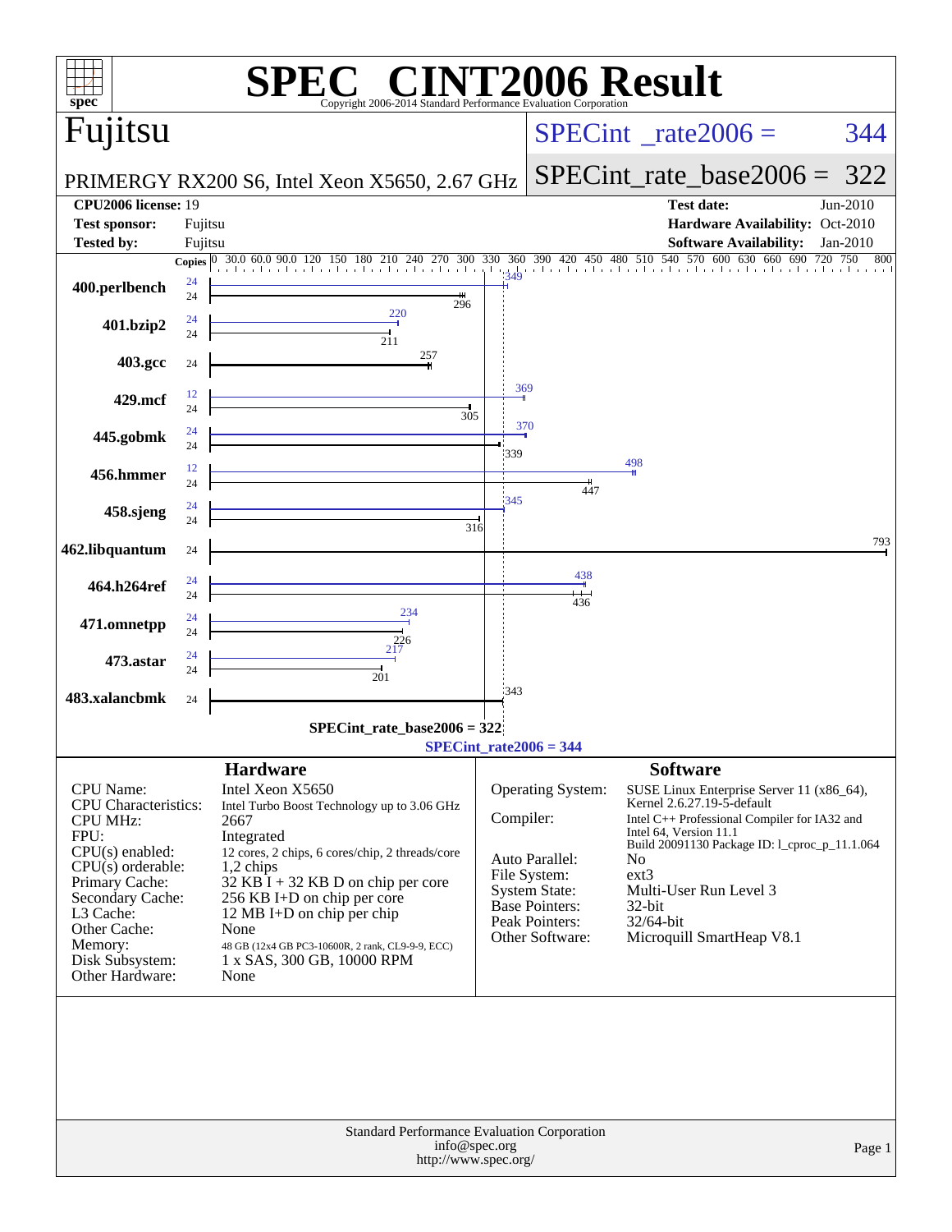# SPEC® CINT2006 Result

Copyright 2006-2014 Standard Performance Evaluation Corporation

## Fujitsu

PRIMERGY RX200 S6, Intel Xeon X5650, 2.67 GHz

SPECint_rate2006 = 344

SPECint_rate_base2006 = 322

| | | | |
|---|---|---|---|
| **CPU2006 license:** | 19 | **Test date:** | Jun-2010 |
| **Test sponsor:** | Fujitsu | **Hardware Availability:** | Oct-2010 |
| **Tested by:** | Fujitsu | **Software Availability:** | Jan-2010 |

| Benchmark | Copies (peak) | Peak | Copies (base) | Base |
|---|---|---|---|---|
| 400.perlbench | 24 | 349 | 24 | 296 |
| 401.bzip2 | 24 | 220 | 24 | 211 |
| 403.gcc | | | 24 | 257 |
| 429.mcf | 12 | 369 | 24 | 305 |
| 445.gobmk | 24 | 370 | 24 | 339 |
| 456.hmmer | 12 | 498 | 24 | 447 |
| 458.sjeng | 24 | 345 | 24 | 316 |
| 462.libquantum | | | 24 | 793 |
| 464.h264ref | 24 | 438 | 24 | 436 |
| 471.omnetpp | 24 | 234 | 24 | 226 |
| 473.astar | 24 | 217 | 24 | 201 |
| 483.xalancbmk | | | 24 | 343 |

SPECint_rate_base2006 = 322

SPECint_rate2006 = 344

## Hardware

| | |
|---|---|
| CPU Name: | Intel Xeon X5650 |
| CPU Characteristics: | Intel Turbo Boost Technology up to 3.06 GHz |
| CPU MHz: | 2667 |
| FPU: | Integrated |
| CPU(s) enabled: | 12 cores, 2 chips, 6 cores/chip, 2 threads/core |
| CPU(s) orderable: | 1,2 chips |
| Primary Cache: | 32 KB I + 32 KB D on chip per core |
| Secondary Cache: | 256 KB I+D on chip per core |
| L3 Cache: | 12 MB I+D on chip per chip |
| Other Cache: | None |
| Memory: | 48 GB (12x4 GB PC3-10600R, 2 rank, CL9-9-9, ECC) |
| Disk Subsystem: | 1 x SAS, 300 GB, 10000 RPM |
| Other Hardware: | None |

## Software

| | |
|---|---|
| Operating System: | SUSE Linux Enterprise Server 11 (x86_64), Kernel 2.6.27.19-5-default |
| Compiler: | Intel C++ Professional Compiler for IA32 and Intel 64, Version 11.1 Build 20091130 Package ID: l_cproc_p_11.1.064 |
| Auto Parallel: | No |
| File System: | ext3 |
| System State: | Multi-User Run Level 3 |
| Base Pointers: | 32-bit |
| Peak Pointers: | 32/64-bit |
| Other Software: | Microquill SmartHeap V8.1 |

Standard Performance Evaluation Corporation
info@spec.org
http://www.spec.org/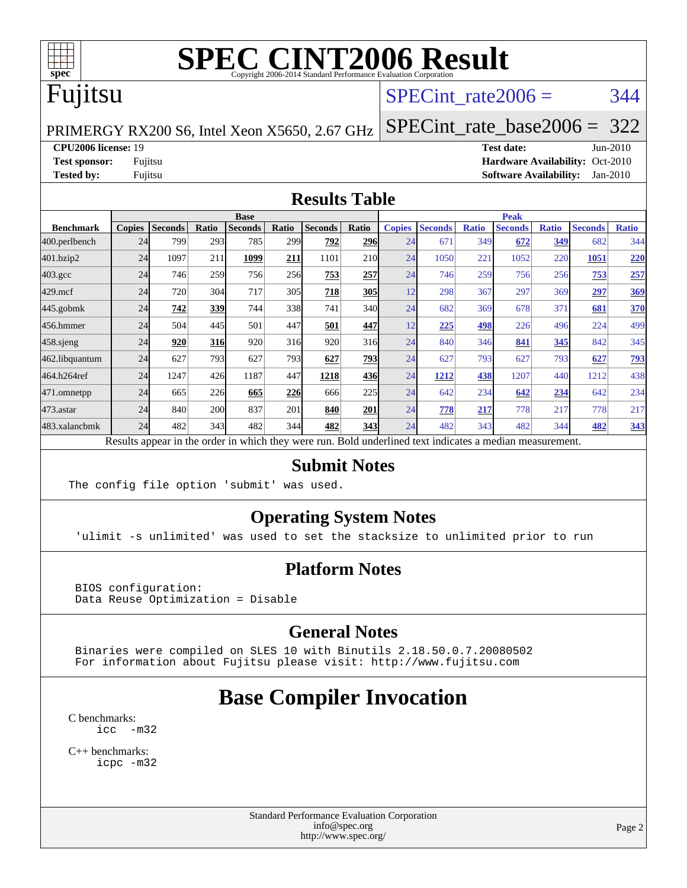# SPEC CINT2006 Result

Copyright 2006-2014 Standard Performance Evaluation Corporation

## Fujitsu

PRIMERGY RX200 S6, Intel Xeon X5650, 2.67 GHz

SPECint_rate2006 = 344

SPECint_rate_base2006 = 322

**CPU2006 license:** 19
**Test sponsor:** Fujitsu
**Tested by:** Fujitsu

**Test date:** Jun-2010
**Hardware Availability:** Oct-2010
**Software Availability:** Jan-2010

## Results Table

| | Base | | | | | | | Peak | | | | | | |
|---|---|---|---|---|---|---|---|---|---|---|---|---|---|---|
| **Benchmark** | **Copies** | **Seconds** | **Ratio** | **Seconds** | **Ratio** | **Seconds** | **Ratio** | **Copies** | **Seconds** | **Ratio** | **Seconds** | **Ratio** | **Seconds** | **Ratio** |
| 400.perlbench | 24 | 799 | 293 | 785 | 299 | **792** | **296** | 24 | 671 | 349 | **672** | **349** | 682 | 344 |
| 401.bzip2 | 24 | 1097 | 211 | **1099** | **211** | 1101 | 210 | 24 | 1050 | 221 | 1052 | 220 | **1051** | **220** |
| 403.gcc | 24 | 746 | 259 | 756 | 256 | **753** | **257** | 24 | 746 | 259 | 756 | 256 | **753** | **257** |
| 429.mcf | 24 | 720 | 304 | 717 | 305 | **718** | **305** | 12 | 298 | 367 | 297 | 369 | **297** | **369** |
| 445.gobmk | 24 | **742** | **339** | 744 | 338 | 741 | 340 | 24 | 682 | 369 | 678 | 371 | **681** | **370** |
| 456.hmmer | 24 | 504 | 445 | 501 | 447 | **501** | **447** | 12 | **225** | **498** | 226 | 496 | 224 | 499 |
| 458.sjeng | 24 | **920** | **316** | 920 | 316 | 920 | 316 | 24 | 840 | 346 | **841** | **345** | 842 | 345 |
| 462.libquantum | 24 | 627 | 793 | 627 | 793 | **627** | **793** | 24 | 627 | 793 | 627 | 793 | **627** | **793** |
| 464.h264ref | 24 | 1247 | 426 | 1187 | 447 | **1218** | **436** | 24 | **1212** | **438** | 1207 | 440 | 1212 | 438 |
| 471.omnetpp | 24 | 665 | 226 | **665** | **226** | 666 | 225 | 24 | 642 | 234 | **642** | **234** | 642 | 234 |
| 473.astar | 24 | 840 | 200 | 837 | 201 | **840** | **201** | 24 | **778** | **217** | 778 | 217 | 778 | 217 |
| 483.xalancbmk | 24 | 482 | 343 | 482 | 344 | **482** | **343** | 24 | 482 | 343 | 482 | 344 | **482** | **343** |

Results appear in the order in which they were run. Bold underlined text indicates a median measurement.

## Submit Notes

```
The config file option 'submit' was used.
```

## Operating System Notes

```
'ulimit -s unlimited' was used to set the stacksize to unlimited prior to run
```

## Platform Notes

```
BIOS configuration:
Data Reuse Optimization = Disable
```

## General Notes

```
Binaries were compiled on SLES 10 with Binutils 2.18.50.0.7.20080502
For information about Fujitsu please visit: http://www.fujitsu.com
```

# Base Compiler Invocation

C benchmarks:
```
icc  -m32
```

C++ benchmarks:
```
icpc -m32
```

Standard Performance Evaluation Corporation
info@spec.org
http://www.spec.org/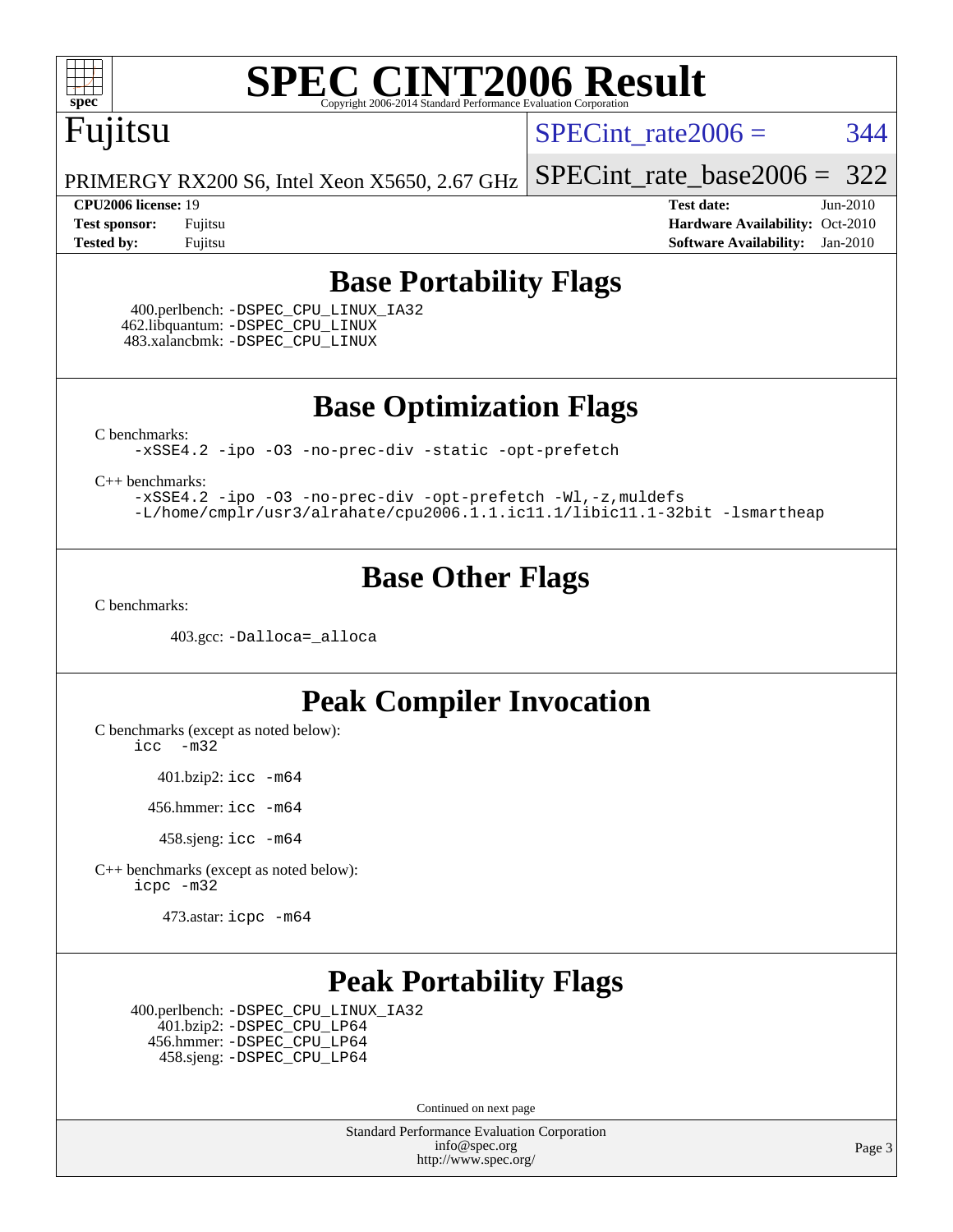# Base Portability Flags

400.perlbench: -DSPEC_CPU_LINUX_IA32
462.libquantum: -DSPEC_CPU_LINUX
483.xalancbmk: -DSPEC_CPU_LINUX

# Base Optimization Flags

C benchmarks:

-xSSE4.2 -ipo -O3 -no-prec-div -static -opt-prefetch

C++ benchmarks:

-xSSE4.2 -ipo -O3 -no-prec-div -opt-prefetch -Wl,-z,muldefs
-L/home/cmplr/usr3/alrahate/cpu2006.1.1.ic11.1/libic11.1-32bit -lsmartheap

# Base Other Flags

C benchmarks:

403.gcc: -Dalloca=_alloca

# Peak Compiler Invocation

C benchmarks (except as noted below):
icc -m32

401.bzip2: icc -m64

456.hmmer: icc -m64

458.sjeng: icc -m64

C++ benchmarks (except as noted below):
icpc -m32

473.astar: icpc -m64

# Peak Portability Flags

400.perlbench: -DSPEC_CPU_LINUX_IA32
401.bzip2: -DSPEC_CPU_LP64
456.hmmer: -DSPEC_CPU_LP64
458.sjeng: -DSPEC_CPU_LP64

Continued on next page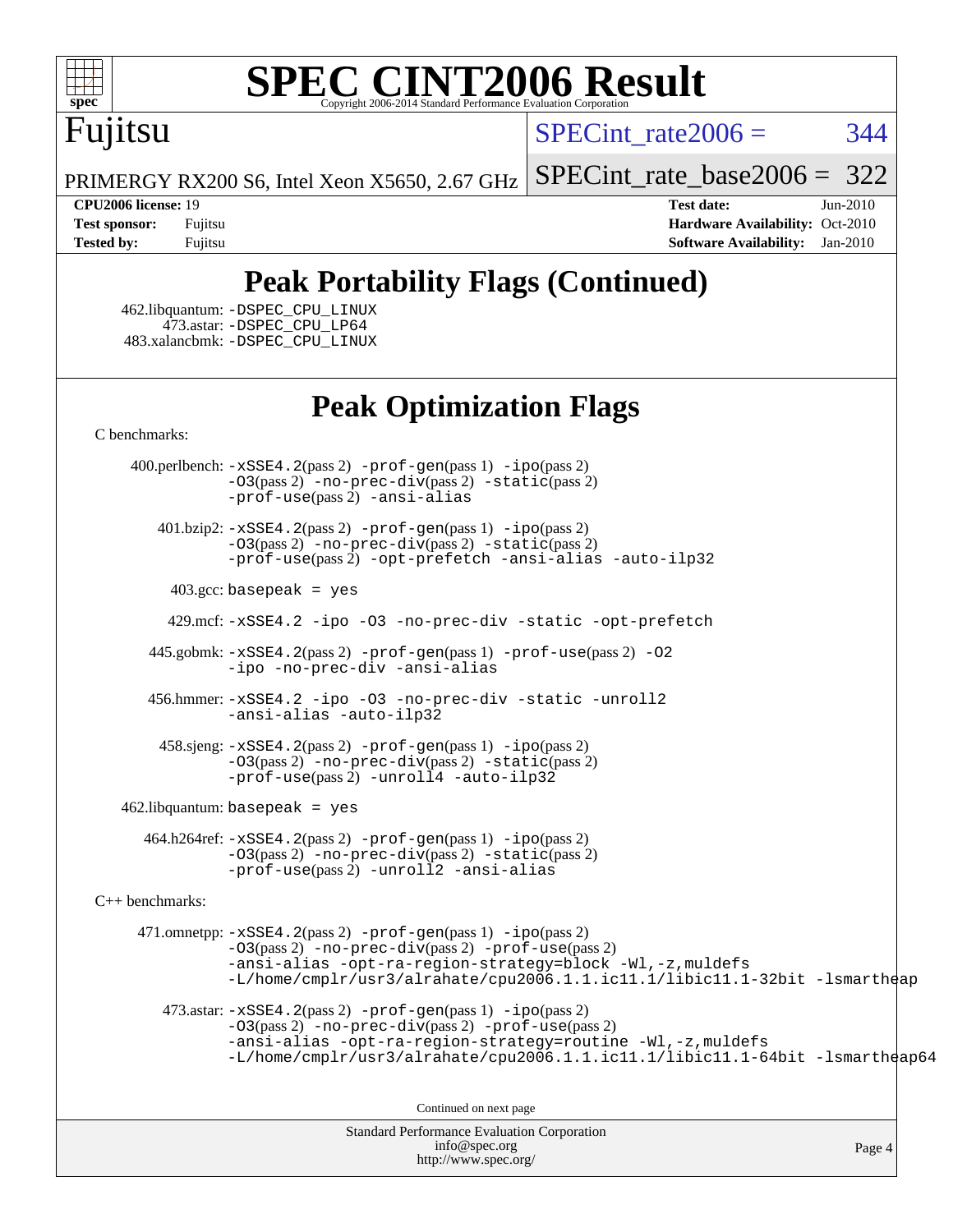# SPEC CINT2006 Result

Fujitsu

PRIMERGY RX200 S6, Intel Xeon X5650, 2.67 GHz

SPECint_rate2006 = 344

SPECint_rate_base2006 = 322

**CPU2006 license:** 19
**Test sponsor:** Fujitsu
**Tested by:** Fujitsu

**Test date:** Jun-2010
**Hardware Availability:** Oct-2010
**Software Availability:** Jan-2010

## Peak Portability Flags (Continued)

462.libquantum: -DSPEC_CPU_LINUX
473.astar: -DSPEC_CPU_LP64
483.xalancbmk: -DSPEC_CPU_LINUX

## Peak Optimization Flags

C benchmarks:

400.perlbench: -xSSE4.2(pass 2) -prof-gen(pass 1) -ipo(pass 2) -O3(pass 2) -no-prec-div(pass 2) -static(pass 2) -prof-use(pass 2) -ansi-alias

401.bzip2: -xSSE4.2(pass 2) -prof-gen(pass 1) -ipo(pass 2) -O3(pass 2) -no-prec-div(pass 2) -static(pass 2) -prof-use(pass 2) -opt-prefetch -ansi-alias -auto-ilp32

403.gcc: basepeak = yes

429.mcf: -xSSE4.2 -ipo -O3 -no-prec-div -static -opt-prefetch

445.gobmk: -xSSE4.2(pass 2) -prof-gen(pass 1) -prof-use(pass 2) -O2 -ipo -no-prec-div -ansi-alias

456.hmmer: -xSSE4.2 -ipo -O3 -no-prec-div -static -unroll2 -ansi-alias -auto-ilp32

458.sjeng: -xSSE4.2(pass 2) -prof-gen(pass 1) -ipo(pass 2) -O3(pass 2) -no-prec-div(pass 2) -static(pass 2) -prof-use(pass 2) -unroll4 -auto-ilp32

462.libquantum: basepeak = yes

464.h264ref: -xSSE4.2(pass 2) -prof-gen(pass 1) -ipo(pass 2) -O3(pass 2) -no-prec-div(pass 2) -static(pass 2) -prof-use(pass 2) -unroll2 -ansi-alias

C++ benchmarks:

471.omnetpp: -xSSE4.2(pass 2) -prof-gen(pass 1) -ipo(pass 2) -O3(pass 2) -no-prec-div(pass 2) -prof-use(pass 2) -ansi-alias -opt-ra-region-strategy=block -Wl,-z,muldefs -L/home/cmplr/usr3/alrahate/cpu2006.1.1.ic11.1/libic11.1-32bit -lsmartheap

473.astar: -xSSE4.2(pass 2) -prof-gen(pass 1) -ipo(pass 2) -O3(pass 2) -no-prec-div(pass 2) -prof-use(pass 2) -ansi-alias -opt-ra-region-strategy=routine -Wl,-z,muldefs -L/home/cmplr/usr3/alrahate/cpu2006.1.1.ic11.1/libic11.1-64bit -lsmartheap64

Continued on next page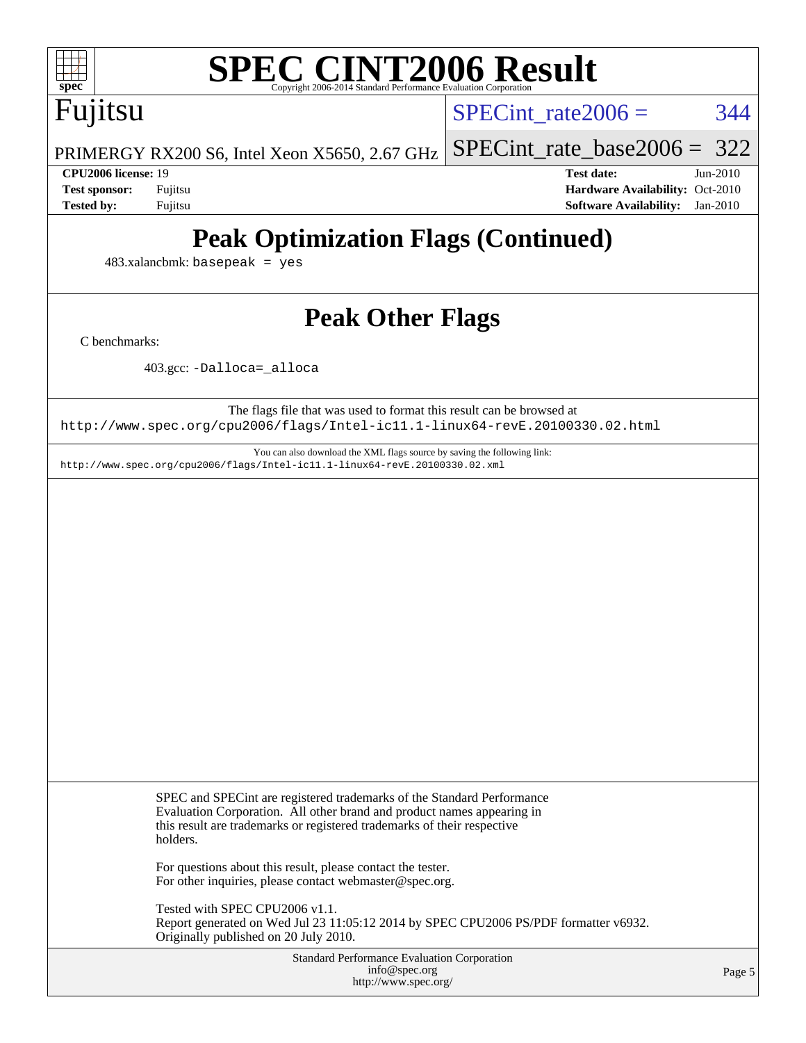# Peak Optimization Flags (Continued)

483.xalancbmk: basepeak = yes

# Peak Other Flags

C benchmarks:

403.gcc: -Dalloca=_alloca

The flags file that was used to format this result can be browsed at
http://www.spec.org/cpu2006/flags/Intel-ic11.1-linux64-revE.20100330.02.html

You can also download the XML flags source by saving the following link:
http://www.spec.org/cpu2006/flags/Intel-ic11.1-linux64-revE.20100330.02.xml

SPEC and SPECint are registered trademarks of the Standard Performance Evaluation Corporation. All other brand and product names appearing in this result are trademarks or registered trademarks of their respective holders.

For questions about this result, please contact the tester.
For other inquiries, please contact webmaster@spec.org.

Tested with SPEC CPU2006 v1.1.
Report generated on Wed Jul 23 11:05:12 2014 by SPEC CPU2006 PS/PDF formatter v6932.
Originally published on 20 July 2010.